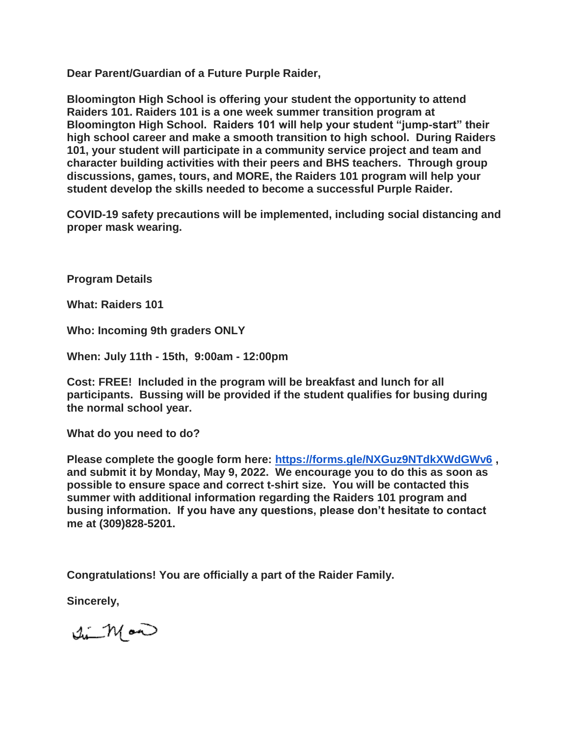**Dear Parent/Guardian of a Future Purple Raider,**

**Bloomington High School is offering your student the opportunity to attend Raiders 101. Raiders 101 is a one week summer transition program at Bloomington High School. Raiders 101 will help your student "jump-start" their high school career and make a smooth transition to high school. During Raiders 101, your student will participate in a community service project and team and character building activities with their peers and BHS teachers. Through group discussions, games, tours, and MORE, the Raiders 101 program will help your student develop the skills needed to become a successful Purple Raider.**

**COVID-19 safety precautions will be implemented, including social distancing and proper mask wearing.**

**Program Details**

**What: Raiders 101**

**Who: Incoming 9th graders ONLY**

**When: July 11th - 15th, 9:00am - 12:00pm**

**Cost: FREE! Included in the program will be breakfast and lunch for all participants. Bussing will be provided if the student qualifies for busing during the normal school year.**

**What do you need to do?**

**Please complete the google form here: [https://forms.gle/NXGuz9NTdkXWdGWv6](https://forms.gle/NXGuz9NTdkXWdGWv6) , and submit it by Monday, May 9, 2022. We encourage you to do this as soon as possible to ensure space and correct t-shirt size. You will be contacted this summer with additional information regarding the Raiders 101 program and busing information. If you have any questions, please don't hesitate to contact me at (309)828-5201.**

**Congratulations! You are officially a part of the Raider Family.**

**Sincerely,**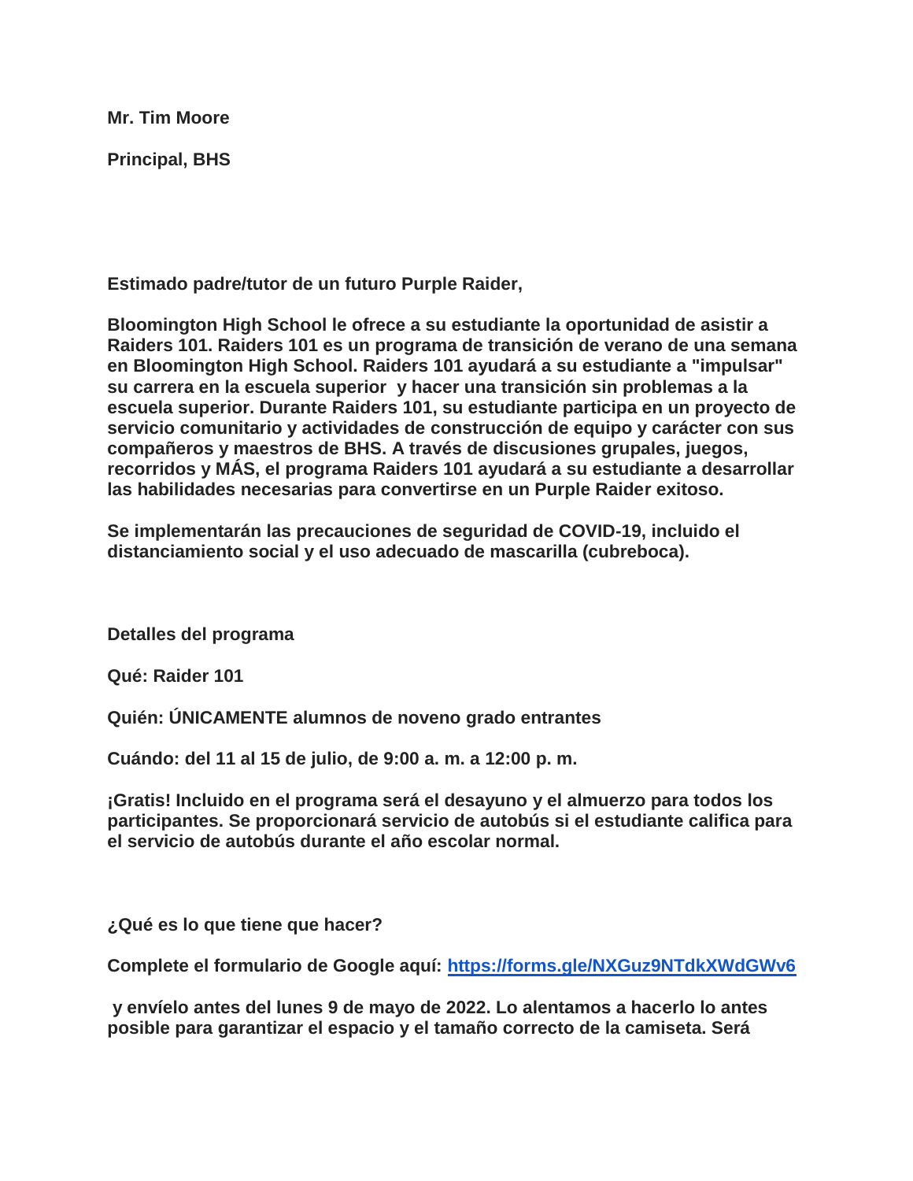**Mr. Tim Moore**

**Principal, BHS**

**Estimado padre/tutor de un futuro Purple Raider,**

**Bloomington High School le ofrece a su estudiante la oportunidad de asistir a Raiders 101. Raiders 101 es un programa de transición de verano de una semana en Bloomington High School. Raiders 101 ayudará a su estudiante a "impulsar" su carrera en la escuela superior y hacer una transición sin problemas a la escuela superior. Durante Raiders 101, su estudiante participa en un proyecto de servicio comunitario y actividades de construcción de equipo y carácter con sus compañeros y maestros de BHS. A través de discusiones grupales, juegos, recorridos y MÁS, el programa Raiders 101 ayudará a su estudiante a desarrollar las habilidades necesarias para convertirse en un Purple Raider exitoso.**

**Se implementarán las precauciones de seguridad de COVID-19, incluido el distanciamiento social y el uso adecuado de mascarilla (cubreboca).**

**Detalles del programa**

**Qué: Raider 101**

**Quién: ÚNICAMENTE alumnos de noveno grado entrantes**

**Cuándo: del 11 al 15 de julio, de 9:00 a. m. a 12:00 p. m.**

**¡Gratis! Incluido en el programa será el desayuno y el almuerzo para todos los participantes. Se proporcionará servicio de autobús si el estudiante califica para el servicio de autobús durante el año escolar normal.**

**¿Qué es lo que tiene que hacer?**

**Complete el formulario de Google aquí: [https://forms.gle/NXGuz9NTdkXWdGWv6](https://forms.gle/NXGuz9NTdkXWdGWv6)**

**y envíelo antes del lunes 9 de mayo de 2022. Lo alentamos a hacerlo lo antes posible para garantizar el espacio y el tamaño correcto de la camiseta. Será**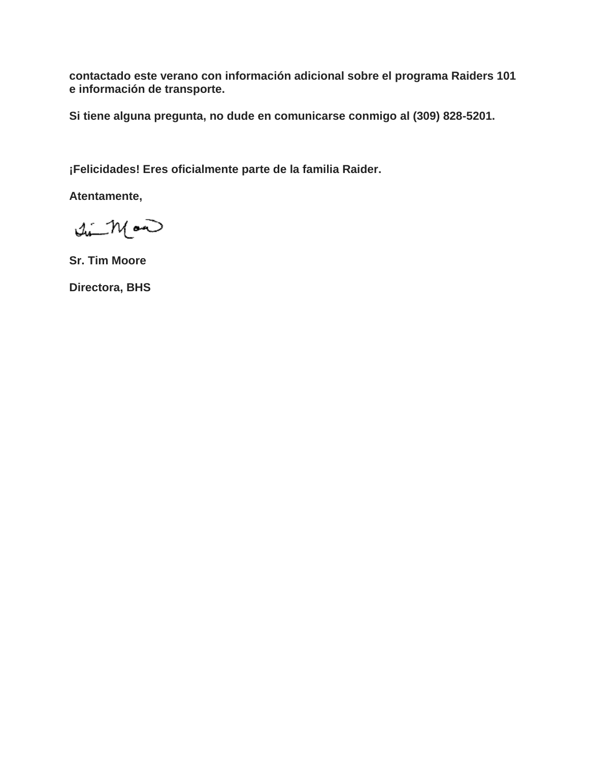**contactado este verano con información adicional sobre el programa Raiders 101 e información de transporte.**

**Si tiene alguna pregunta, no dude en comunicarse conmigo al (309) 828-5201.**

**¡Felicidades! Eres oficialmente parte de la familia Raider.**

**Atentamente,**

**Sr. Tim Moore**

**Directora, BHS**